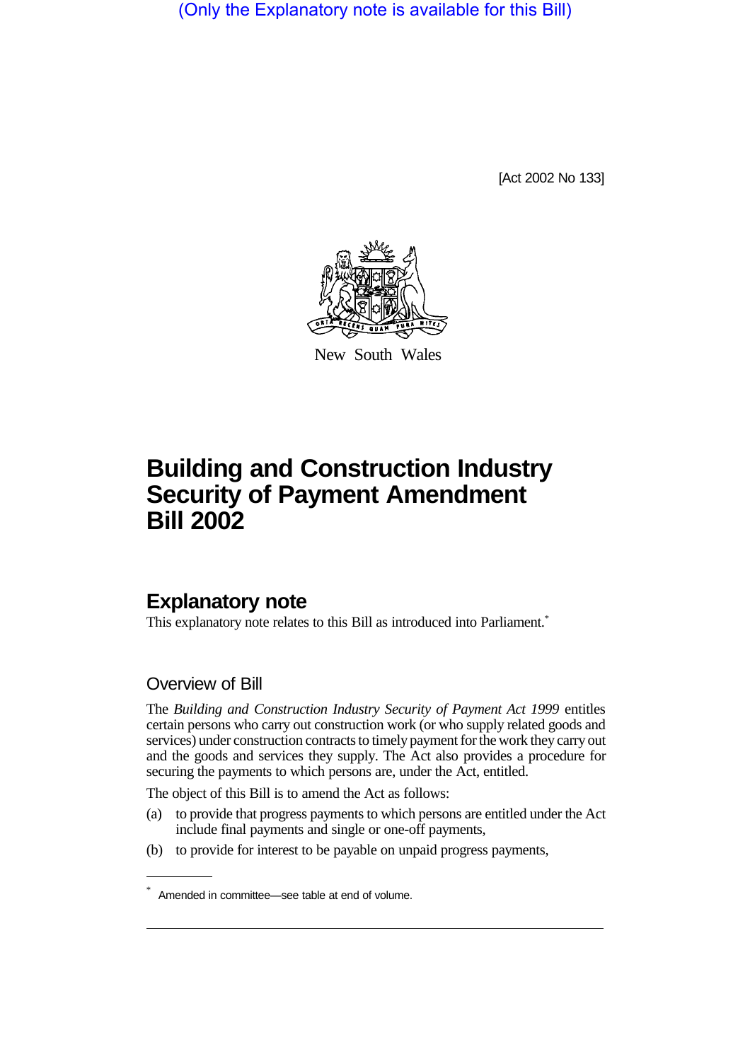(Only the Explanatory note is available for this Bill)

[Act 2002 No 133]

New South Wales

# Building and Construction Industry Security of Payment Amendment Bill 2002

## Explanatory note

This explanatory note relates to this Bill as introduced into Parliament.*

### Overview of Bill

The *Building and Construction Industry Security of Payment Act 1999* entitles certain persons who carry out construction work (or who supply related goods and services) under construction contracts to timely payment for the work they carry out and the goods and services they supply. The Act also provides a procedure for securing the payments to which persons are, under the Act, entitled.

The object of this Bill is to amend the Act as follows:

(a) to provide that progress payments to which persons are entitled under the Act include final payments and single or one-off payments,

(b) to provide for interest to be payable on unpaid progress payments,

* Amended in committee—see table at end of volume.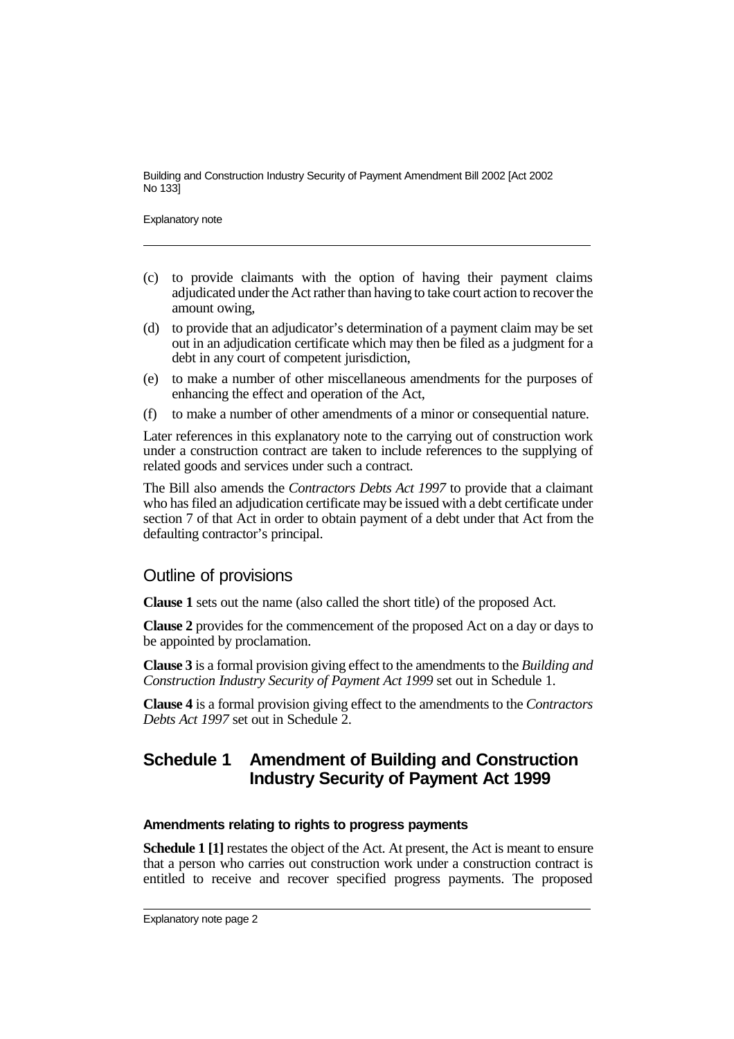(c) to provide claimants with the option of having their payment claims adjudicated under the Act rather than having to take court action to recover the amount owing,

(d) to provide that an adjudicator's determination of a payment claim may be set out in an adjudication certificate which may then be filed as a judgment for a debt in any court of competent jurisdiction,

(e) to make a number of other miscellaneous amendments for the purposes of enhancing the effect and operation of the Act,

(f) to make a number of other amendments of a minor or consequential nature.

Later references in this explanatory note to the carrying out of construction work under a construction contract are taken to include references to the supplying of related goods and services under such a contract.

The Bill also amends the *Contractors Debts Act 1997* to provide that a claimant who has filed an adjudication certificate may be issued with a debt certificate under section 7 of that Act in order to obtain payment of a debt under that Act from the defaulting contractor's principal.

## Outline of provisions

**Clause 1** sets out the name (also called the short title) of the proposed Act.

**Clause 2** provides for the commencement of the proposed Act on a day or days to be appointed by proclamation.

**Clause 3** is a formal provision giving effect to the amendments to the *Building and Construction Industry Security of Payment Act 1999* set out in Schedule 1.

**Clause 4** is a formal provision giving effect to the amendments to the *Contractors Debts Act 1997* set out in Schedule 2.

## Schedule 1 Amendment of Building and Construction Industry Security of Payment Act 1999

### Amendments relating to rights to progress payments

**Schedule 1 [1]** restates the object of the Act. At present, the Act is meant to ensure that a person who carries out construction work under a construction contract is entitled to receive and recover specified progress payments. The proposed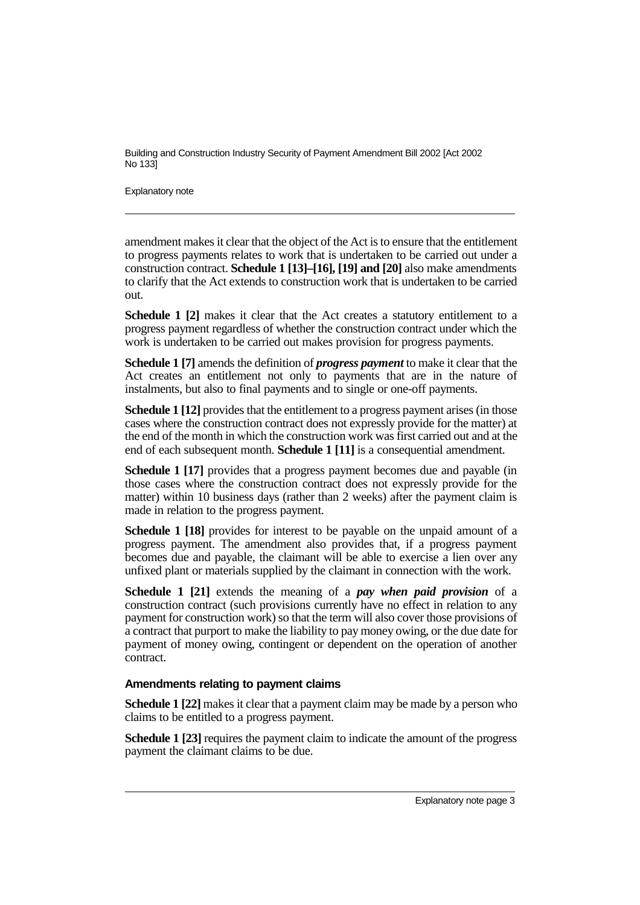amendment makes it clear that the object of the Act is to ensure that the entitlement to progress payments relates to work that is undertaken to be carried out under a construction contract. **Schedule 1 [13]–[16], [19] and [20]** also make amendments to clarify that the Act extends to construction work that is undertaken to be carried out.

**Schedule 1 [2]** makes it clear that the Act creates a statutory entitlement to a progress payment regardless of whether the construction contract under which the work is undertaken to be carried out makes provision for progress payments.

**Schedule 1 [7]** amends the definition of ***progress payment*** to make it clear that the Act creates an entitlement not only to payments that are in the nature of instalments, but also to final payments and to single or one-off payments.

**Schedule 1 [12]** provides that the entitlement to a progress payment arises (in those cases where the construction contract does not expressly provide for the matter) at the end of the month in which the construction work was first carried out and at the end of each subsequent month. **Schedule 1 [11]** is a consequential amendment.

**Schedule 1 [17]** provides that a progress payment becomes due and payable (in those cases where the construction contract does not expressly provide for the matter) within 10 business days (rather than 2 weeks) after the payment claim is made in relation to the progress payment.

**Schedule 1 [18]** provides for interest to be payable on the unpaid amount of a progress payment. The amendment also provides that, if a progress payment becomes due and payable, the claimant will be able to exercise a lien over any unfixed plant or materials supplied by the claimant in connection with the work.

**Schedule 1 [21]** extends the meaning of a ***pay when paid provision*** of a construction contract (such provisions currently have no effect in relation to any payment for construction work) so that the term will also cover those provisions of a contract that purport to make the liability to pay money owing, or the due date for payment of money owing, contingent or dependent on the operation of another contract.

### Amendments relating to payment claims

**Schedule 1 [22]** makes it clear that a payment claim may be made by a person who claims to be entitled to a progress payment.

**Schedule 1 [23]** requires the payment claim to indicate the amount of the progress payment the claimant claims to be due.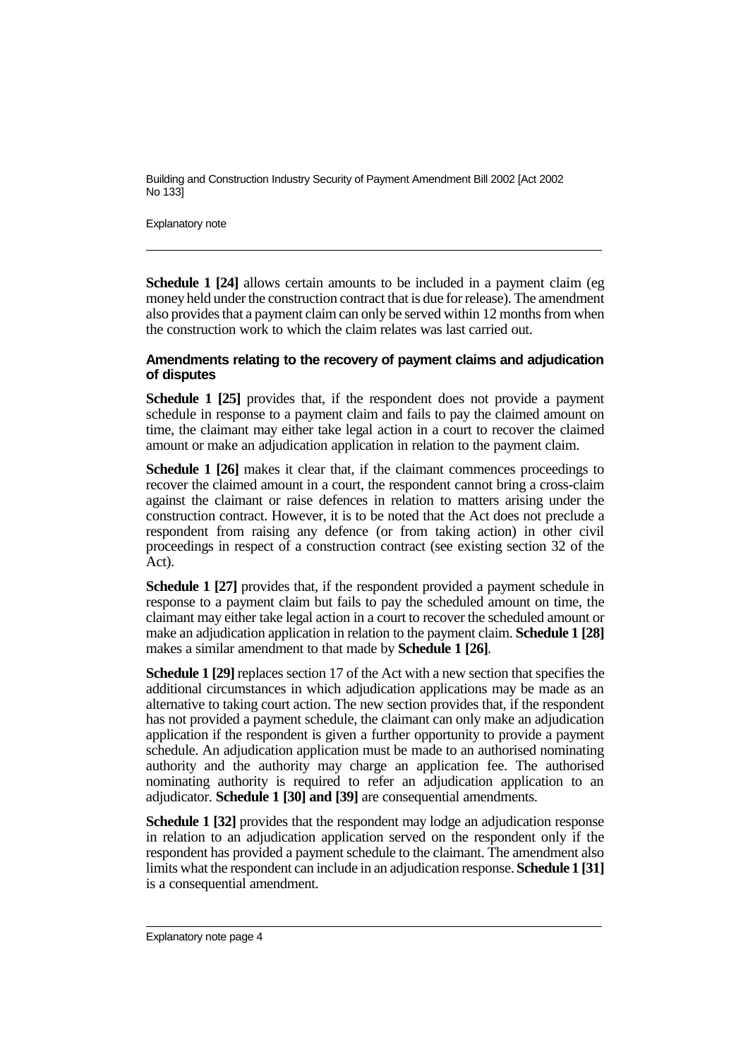**Schedule 1 [24]** allows certain amounts to be included in a payment claim (eg money held under the construction contract that is due for release). The amendment also provides that a payment claim can only be served within 12 months from when the construction work to which the claim relates was last carried out.

#### Amendments relating to the recovery of payment claims and adjudication of disputes

**Schedule 1 [25]** provides that, if the respondent does not provide a payment schedule in response to a payment claim and fails to pay the claimed amount on time, the claimant may either take legal action in a court to recover the claimed amount or make an adjudication application in relation to the payment claim.

**Schedule 1 [26]** makes it clear that, if the claimant commences proceedings to recover the claimed amount in a court, the respondent cannot bring a cross-claim against the claimant or raise defences in relation to matters arising under the construction contract. However, it is to be noted that the Act does not preclude a respondent from raising any defence (or from taking action) in other civil proceedings in respect of a construction contract (see existing section 32 of the Act).

**Schedule 1 [27]** provides that, if the respondent provided a payment schedule in response to a payment claim but fails to pay the scheduled amount on time, the claimant may either take legal action in a court to recover the scheduled amount or make an adjudication application in relation to the payment claim. **Schedule 1 [28]** makes a similar amendment to that made by **Schedule 1 [26]**.

**Schedule 1 [29]** replaces section 17 of the Act with a new section that specifies the additional circumstances in which adjudication applications may be made as an alternative to taking court action. The new section provides that, if the respondent has not provided a payment schedule, the claimant can only make an adjudication application if the respondent is given a further opportunity to provide a payment schedule. An adjudication application must be made to an authorised nominating authority and the authority may charge an application fee. The authorised nominating authority is required to refer an adjudication application to an adjudicator. **Schedule 1 [30] and [39]** are consequential amendments.

**Schedule 1 [32]** provides that the respondent may lodge an adjudication response in relation to an adjudication application served on the respondent only if the respondent has provided a payment schedule to the claimant. The amendment also limits what the respondent can include in an adjudication response. **Schedule 1 [31]** is a consequential amendment.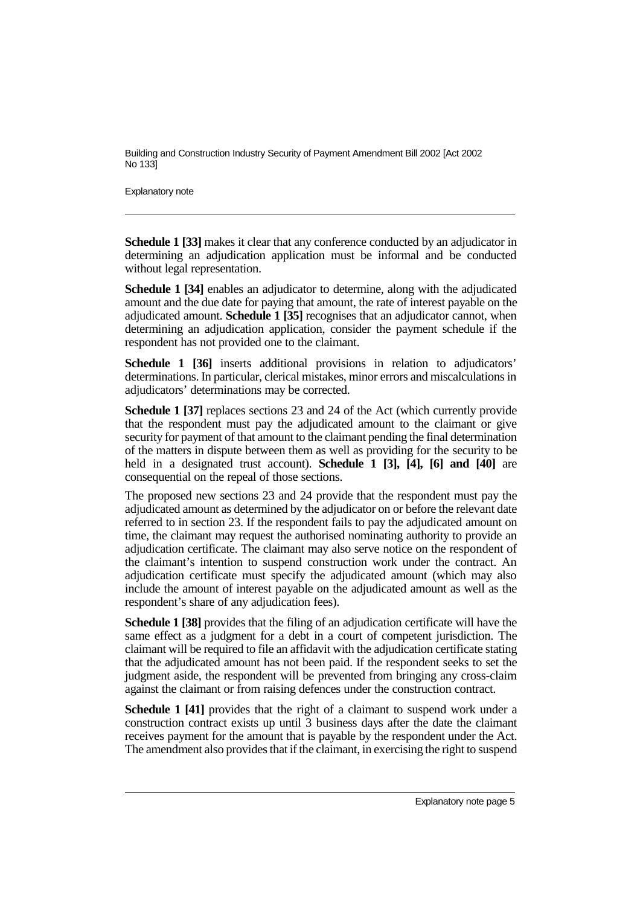**Schedule 1 [33]** makes it clear that any conference conducted by an adjudicator in determining an adjudication application must be informal and be conducted without legal representation.

**Schedule 1 [34]** enables an adjudicator to determine, along with the adjudicated amount and the due date for paying that amount, the rate of interest payable on the adjudicated amount. **Schedule 1 [35]** recognises that an adjudicator cannot, when determining an adjudication application, consider the payment schedule if the respondent has not provided one to the claimant.

**Schedule 1 [36]** inserts additional provisions in relation to adjudicators' determinations. In particular, clerical mistakes, minor errors and miscalculations in adjudicators' determinations may be corrected.

**Schedule 1 [37]** replaces sections 23 and 24 of the Act (which currently provide that the respondent must pay the adjudicated amount to the claimant or give security for payment of that amount to the claimant pending the final determination of the matters in dispute between them as well as providing for the security to be held in a designated trust account). **Schedule 1 [3], [4], [6] and [40]** are consequential on the repeal of those sections.

The proposed new sections 23 and 24 provide that the respondent must pay the adjudicated amount as determined by the adjudicator on or before the relevant date referred to in section 23. If the respondent fails to pay the adjudicated amount on time, the claimant may request the authorised nominating authority to provide an adjudication certificate. The claimant may also serve notice on the respondent of the claimant's intention to suspend construction work under the contract. An adjudication certificate must specify the adjudicated amount (which may also include the amount of interest payable on the adjudicated amount as well as the respondent's share of any adjudication fees).

**Schedule 1 [38]** provides that the filing of an adjudication certificate will have the same effect as a judgment for a debt in a court of competent jurisdiction. The claimant will be required to file an affidavit with the adjudication certificate stating that the adjudicated amount has not been paid. If the respondent seeks to set the judgment aside, the respondent will be prevented from bringing any cross-claim against the claimant or from raising defences under the construction contract.

**Schedule 1 [41]** provides that the right of a claimant to suspend work under a construction contract exists up until 3 business days after the date the claimant receives payment for the amount that is payable by the respondent under the Act. The amendment also provides that if the claimant, in exercising the right to suspend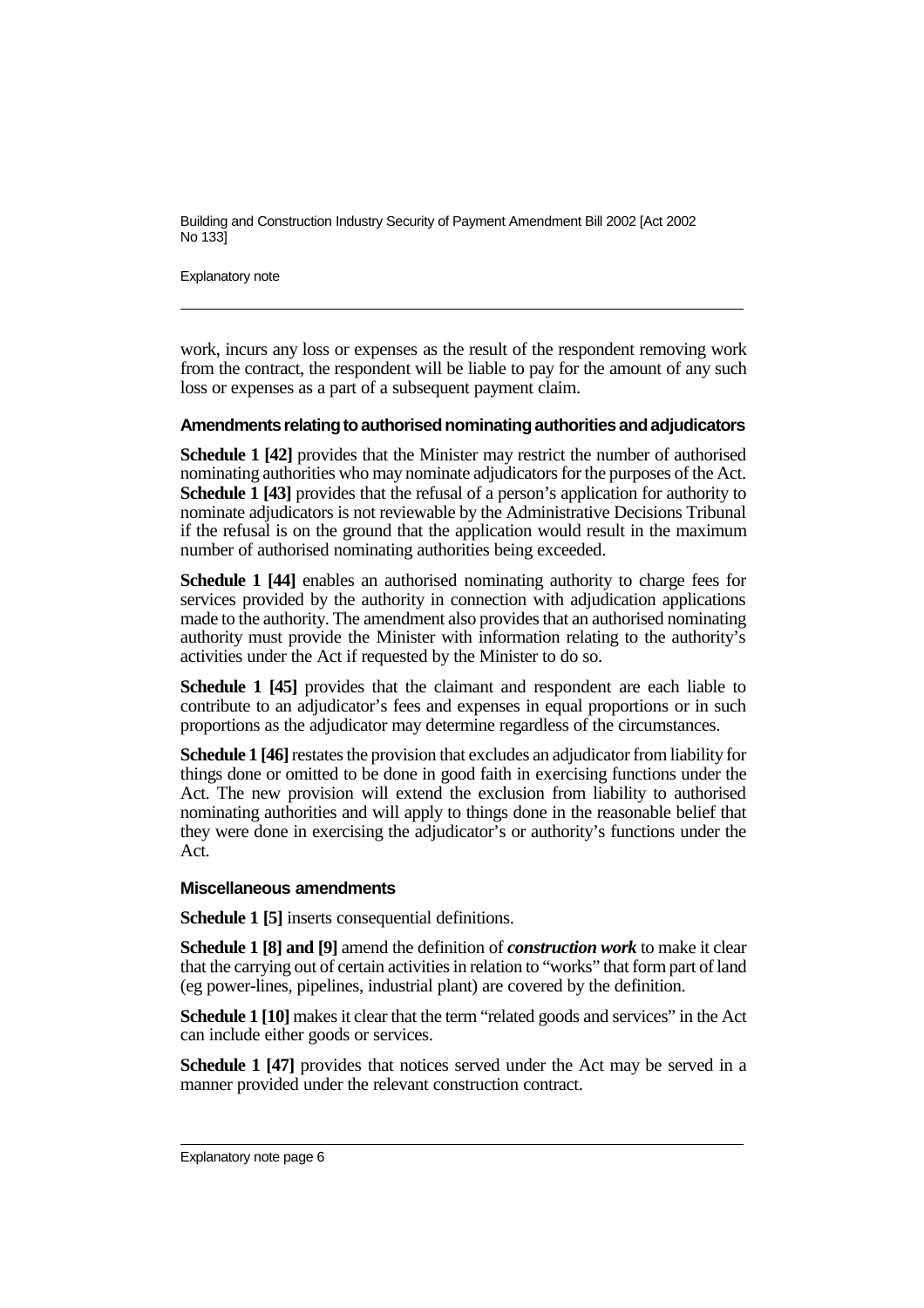work, incurs any loss or expenses as the result of the respondent removing work from the contract, the respondent will be liable to pay for the amount of any such loss or expenses as a part of a subsequent payment claim.

#### Amendments relating to authorised nominating authorities and adjudicators

**Schedule 1 [42]** provides that the Minister may restrict the number of authorised nominating authorities who may nominate adjudicators for the purposes of the Act. **Schedule 1 [43]** provides that the refusal of a person's application for authority to nominate adjudicators is not reviewable by the Administrative Decisions Tribunal if the refusal is on the ground that the application would result in the maximum number of authorised nominating authorities being exceeded.

**Schedule 1 [44]** enables an authorised nominating authority to charge fees for services provided by the authority in connection with adjudication applications made to the authority. The amendment also provides that an authorised nominating authority must provide the Minister with information relating to the authority's activities under the Act if requested by the Minister to do so.

**Schedule 1 [45]** provides that the claimant and respondent are each liable to contribute to an adjudicator's fees and expenses in equal proportions or in such proportions as the adjudicator may determine regardless of the circumstances.

**Schedule 1 [46]** restates the provision that excludes an adjudicator from liability for things done or omitted to be done in good faith in exercising functions under the Act. The new provision will extend the exclusion from liability to authorised nominating authorities and will apply to things done in the reasonable belief that they were done in exercising the adjudicator's or authority's functions under the Act.

#### Miscellaneous amendments

**Schedule 1 [5]** inserts consequential definitions.

**Schedule 1 [8] and [9]** amend the definition of ***construction work*** to make it clear that the carrying out of certain activities in relation to "works" that form part of land (eg power-lines, pipelines, industrial plant) are covered by the definition.

**Schedule 1 [10]** makes it clear that the term "related goods and services" in the Act can include either goods or services.

**Schedule 1 [47]** provides that notices served under the Act may be served in a manner provided under the relevant construction contract.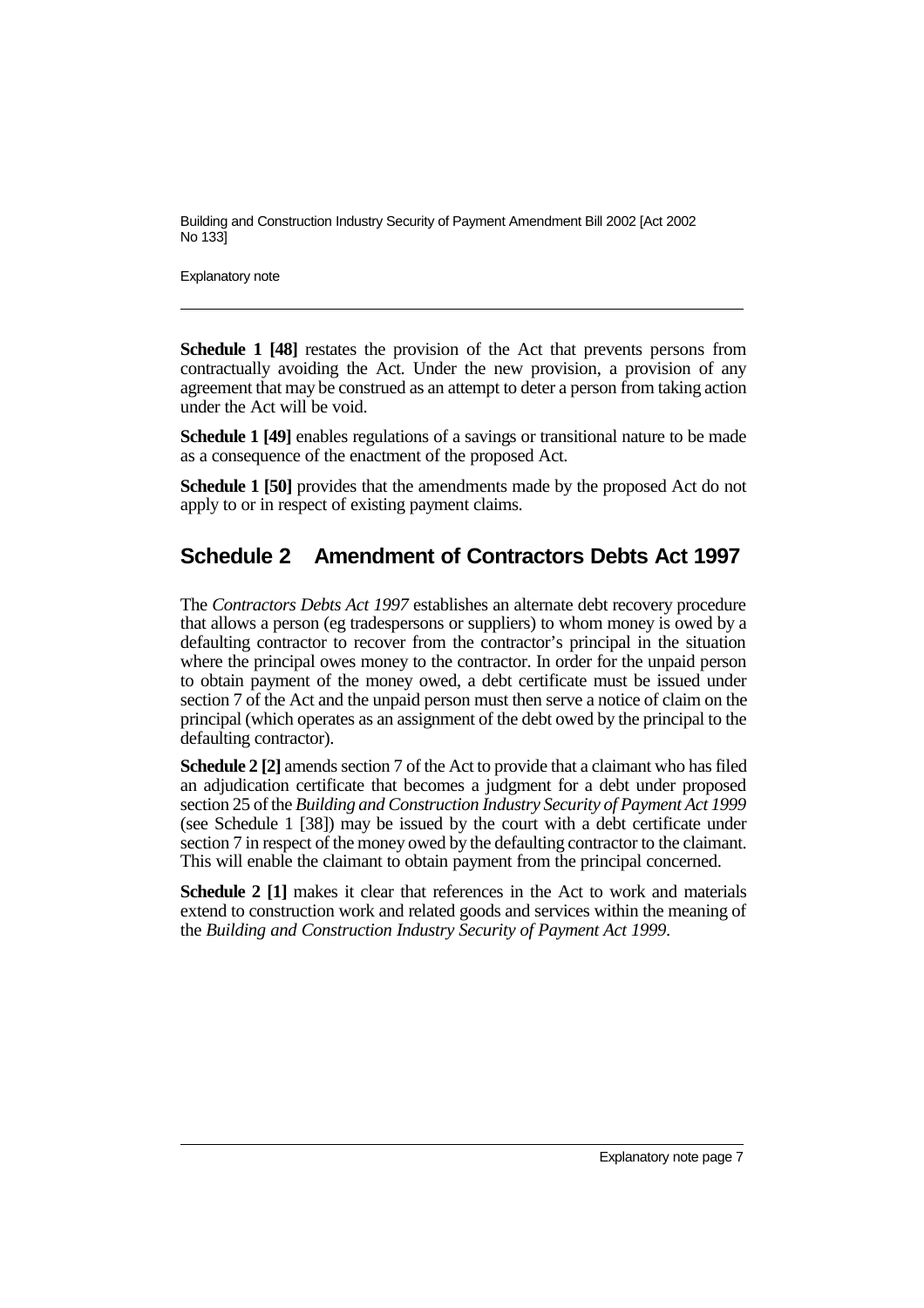**Schedule 1 [48]** restates the provision of the Act that prevents persons from contractually avoiding the Act. Under the new provision, a provision of any agreement that may be construed as an attempt to deter a person from taking action under the Act will be void.

**Schedule 1 [49]** enables regulations of a savings or transitional nature to be made as a consequence of the enactment of the proposed Act.

**Schedule 1 [50]** provides that the amendments made by the proposed Act do not apply to or in respect of existing payment claims.

## Schedule 2 Amendment of Contractors Debts Act 1997

The *Contractors Debts Act 1997* establishes an alternate debt recovery procedure that allows a person (eg tradespersons or suppliers) to whom money is owed by a defaulting contractor to recover from the contractor's principal in the situation where the principal owes money to the contractor. In order for the unpaid person to obtain payment of the money owed, a debt certificate must be issued under section 7 of the Act and the unpaid person must then serve a notice of claim on the principal (which operates as an assignment of the debt owed by the principal to the defaulting contractor).

**Schedule 2 [2]** amends section 7 of the Act to provide that a claimant who has filed an adjudication certificate that becomes a judgment for a debt under proposed section 25 of the *Building and Construction Industry Security of Payment Act 1999* (see Schedule 1 [38]) may be issued by the court with a debt certificate under section 7 in respect of the money owed by the defaulting contractor to the claimant. This will enable the claimant to obtain payment from the principal concerned.

**Schedule 2 [1]** makes it clear that references in the Act to work and materials extend to construction work and related goods and services within the meaning of the *Building and Construction Industry Security of Payment Act 1999*.